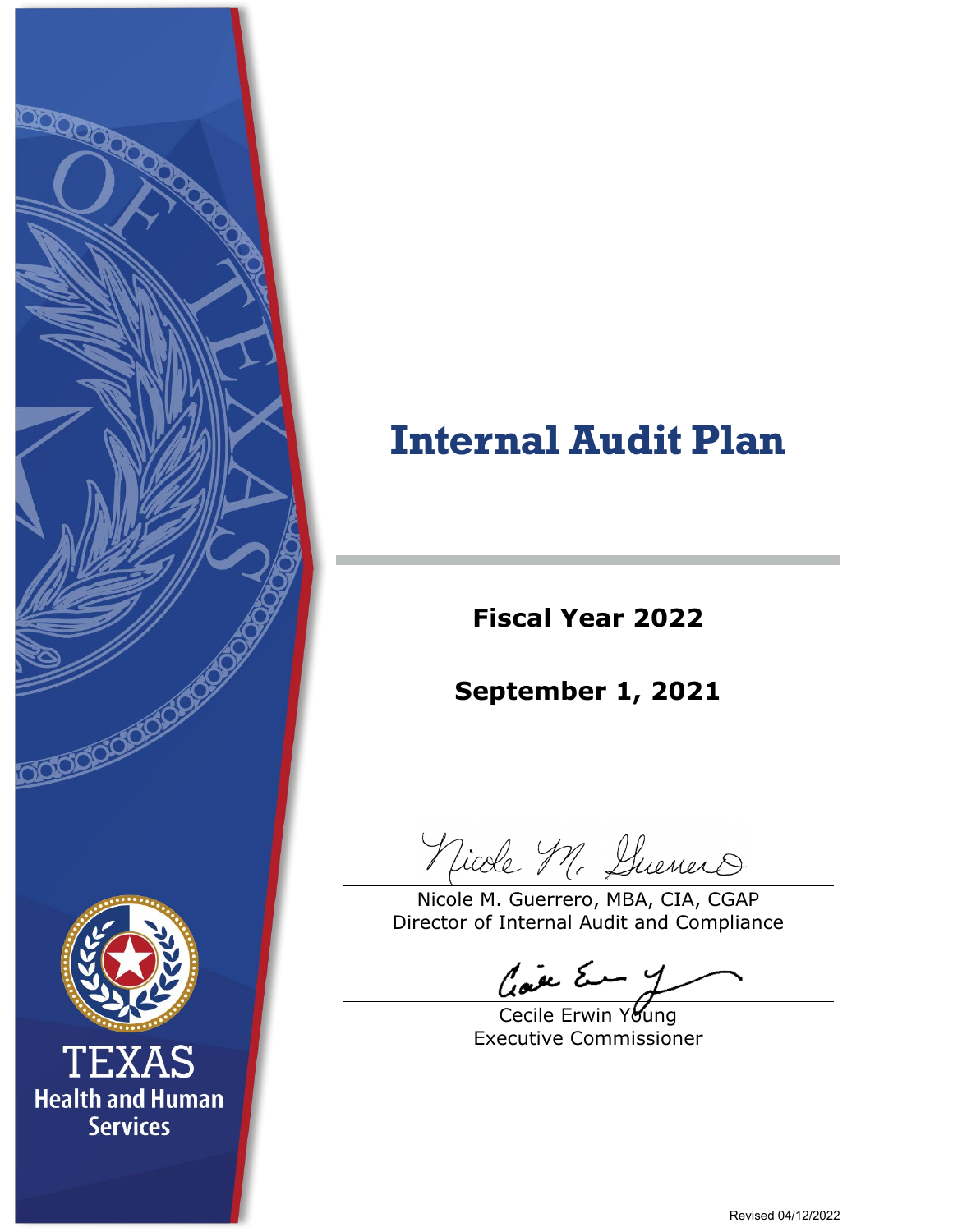# Internal Audit Plan

**Fiscal Year 2022**

**September 1, 2021**

Nicole M. Guerrero, MBA, CIA, CGAP
Director of Internal Audit and Compliance

Cecile Erwin Young
Executive Commissioner

TEXAS
Health and Human Services

Revised 04/12/2022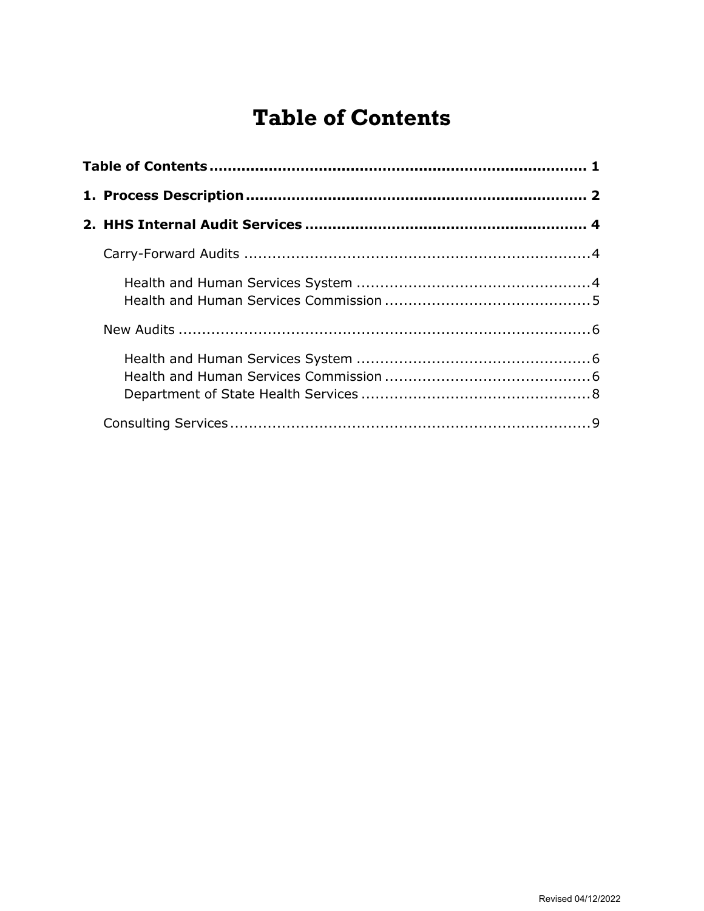# Table of Contents

**Table of Contents** .................................................................................. **1**

**1. Process Description** .......................................................................... **2**

**2. HHS Internal Audit Services** ............................................................ **4**

Carry-Forward Audits ..........................................................................4

Health and Human Services System .................................................4
Health and Human Services Commission ...........................................5

New Audits ........................................................................................6

Health and Human Services System .................................................6
Health and Human Services Commission ...........................................6
Department of State Health Services ................................................8

Consulting Services ............................................................................9

Revised 04/12/2022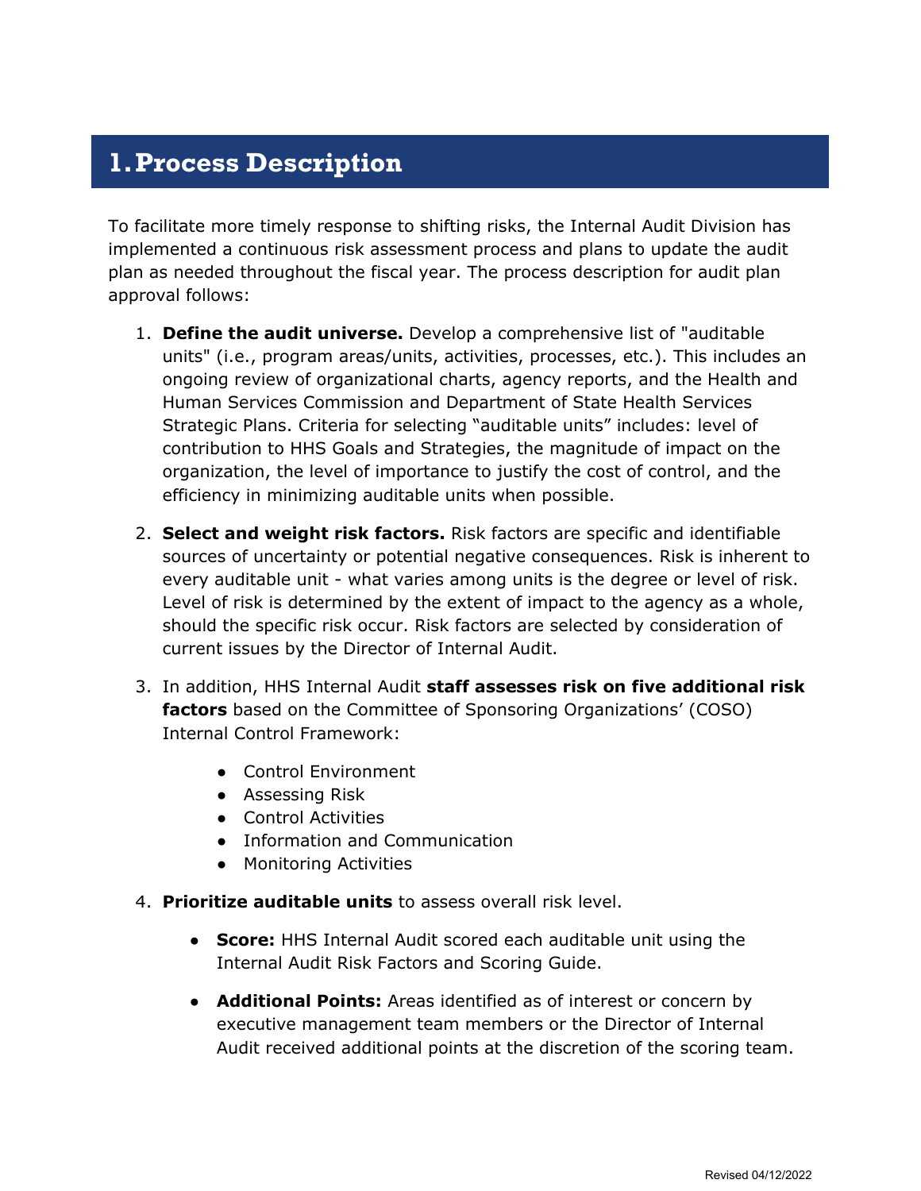# 1. Process Description

To facilitate more timely response to shifting risks, the Internal Audit Division has implemented a continuous risk assessment process and plans to update the audit plan as needed throughout the fiscal year. The process description for audit plan approval follows:

1. **Define the audit universe.** Develop a comprehensive list of "auditable units" (i.e., program areas/units, activities, processes, etc.). This includes an ongoing review of organizational charts, agency reports, and the Health and Human Services Commission and Department of State Health Services Strategic Plans. Criteria for selecting "auditable units" includes: level of contribution to HHS Goals and Strategies, the magnitude of impact on the organization, the level of importance to justify the cost of control, and the efficiency in minimizing auditable units when possible.

2. **Select and weight risk factors.** Risk factors are specific and identifiable sources of uncertainty or potential negative consequences. Risk is inherent to every auditable unit - what varies among units is the degree or level of risk. Level of risk is determined by the extent of impact to the agency as a whole, should the specific risk occur. Risk factors are selected by consideration of current issues by the Director of Internal Audit.

3. In addition, HHS Internal Audit **staff assesses risk on five additional risk factors** based on the Committee of Sponsoring Organizations' (COSO) Internal Control Framework:

    - Control Environment
    - Assessing Risk
    - Control Activities
    - Information and Communication
    - Monitoring Activities

4. **Prioritize auditable units** to assess overall risk level.

    - **Score:** HHS Internal Audit scored each auditable unit using the Internal Audit Risk Factors and Scoring Guide.

    - **Additional Points:** Areas identified as of interest or concern by executive management team members or the Director of Internal Audit received additional points at the discretion of the scoring team.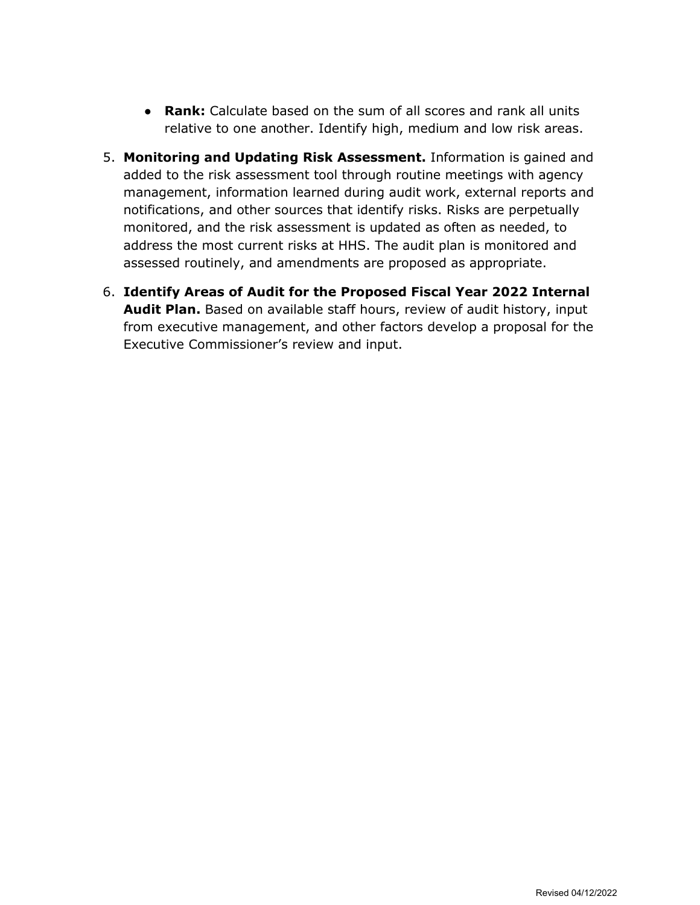- **Rank:** Calculate based on the sum of all scores and rank all units relative to one another. Identify high, medium and low risk areas.

5. **Monitoring and Updating Risk Assessment.** Information is gained and added to the risk assessment tool through routine meetings with agency management, information learned during audit work, external reports and notifications, and other sources that identify risks. Risks are perpetually monitored, and the risk assessment is updated as often as needed, to address the most current risks at HHS. The audit plan is monitored and assessed routinely, and amendments are proposed as appropriate.

6. **Identify Areas of Audit for the Proposed Fiscal Year 2022 Internal Audit Plan.** Based on available staff hours, review of audit history, input from executive management, and other factors develop a proposal for the Executive Commissioner's review and input.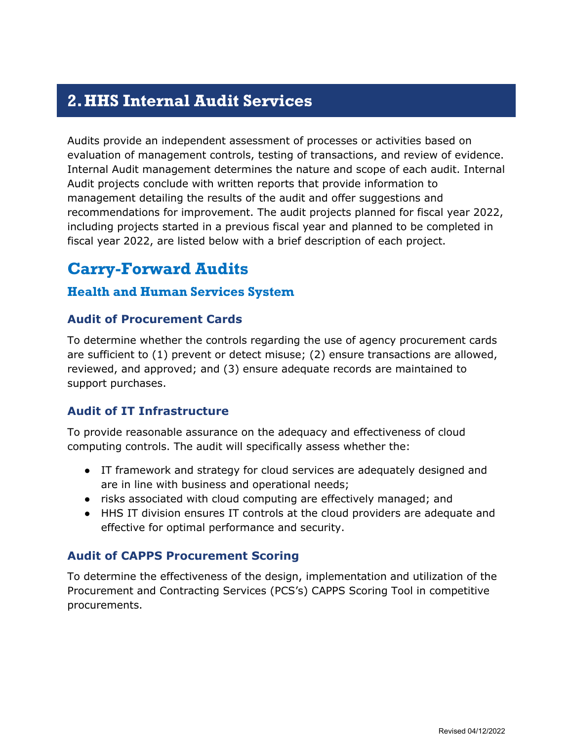# 2. HHS Internal Audit Services

Audits provide an independent assessment of processes or activities based on evaluation of management controls, testing of transactions, and review of evidence. Internal Audit management determines the nature and scope of each audit. Internal Audit projects conclude with written reports that provide information to management detailing the results of the audit and offer suggestions and recommendations for improvement. The audit projects planned for fiscal year 2022, including projects started in a previous fiscal year and planned to be completed in fiscal year 2022, are listed below with a brief description of each project.

## Carry-Forward Audits

### Health and Human Services System

#### Audit of Procurement Cards

To determine whether the controls regarding the use of agency procurement cards are sufficient to (1) prevent or detect misuse; (2) ensure transactions are allowed, reviewed, and approved; and (3) ensure adequate records are maintained to support purchases.

#### Audit of IT Infrastructure

To provide reasonable assurance on the adequacy and effectiveness of cloud computing controls. The audit will specifically assess whether the:

- IT framework and strategy for cloud services are adequately designed and are in line with business and operational needs;
- risks associated with cloud computing are effectively managed; and
- HHS IT division ensures IT controls at the cloud providers are adequate and effective for optimal performance and security.

#### Audit of CAPPS Procurement Scoring

To determine the effectiveness of the design, implementation and utilization of the Procurement and Contracting Services (PCS's) CAPPS Scoring Tool in competitive procurements.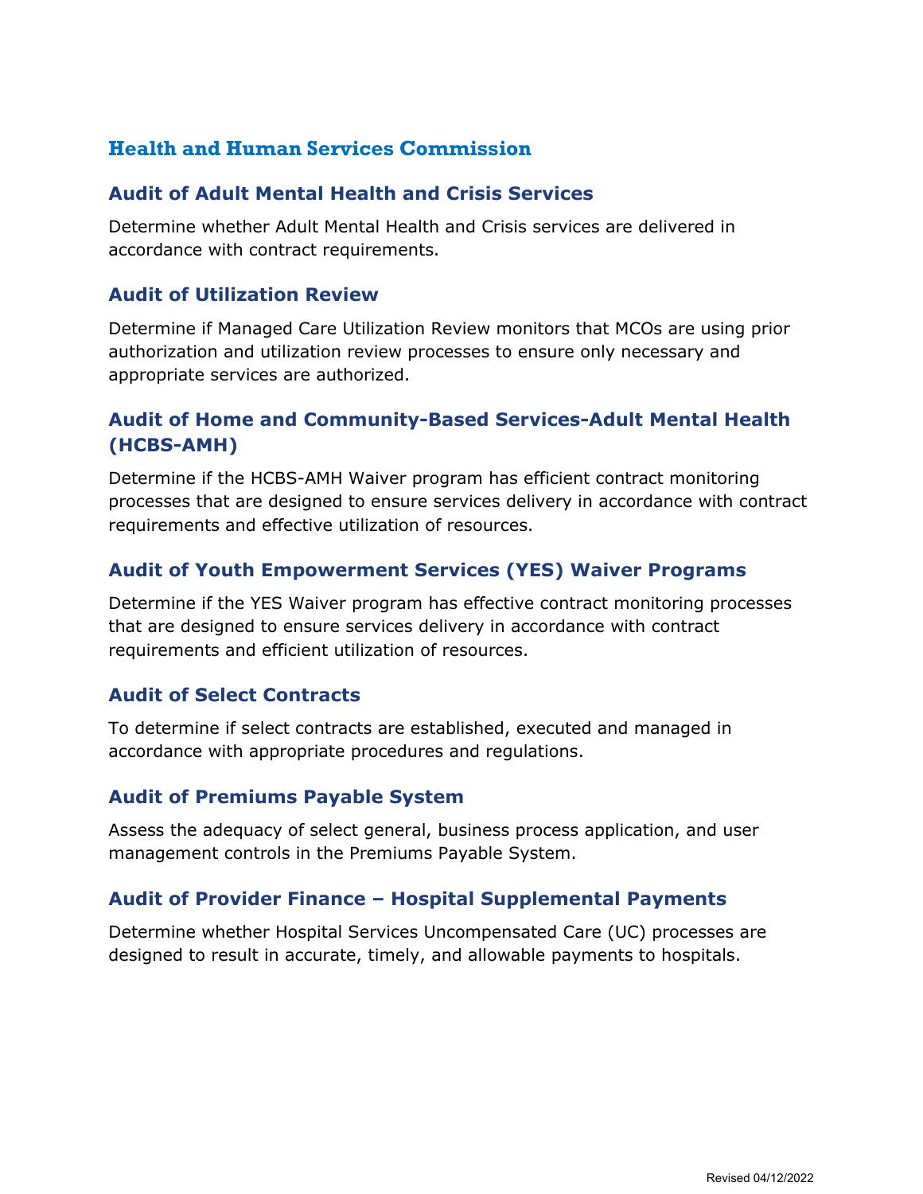## Health and Human Services Commission

### Audit of Adult Mental Health and Crisis Services

Determine whether Adult Mental Health and Crisis services are delivered in accordance with contract requirements.

### Audit of Utilization Review

Determine if Managed Care Utilization Review monitors that MCOs are using prior authorization and utilization review processes to ensure only necessary and appropriate services are authorized.

### Audit of Home and Community-Based Services-Adult Mental Health (HCBS-AMH)

Determine if the HCBS-AMH Waiver program has efficient contract monitoring processes that are designed to ensure services delivery in accordance with contract requirements and effective utilization of resources.

### Audit of Youth Empowerment Services (YES) Waiver Programs

Determine if the YES Waiver program has effective contract monitoring processes that are designed to ensure services delivery in accordance with contract requirements and efficient utilization of resources.

### Audit of Select Contracts

To determine if select contracts are established, executed and managed in accordance with appropriate procedures and regulations.

### Audit of Premiums Payable System

Assess the adequacy of select general, business process application, and user management controls in the Premiums Payable System.

### Audit of Provider Finance – Hospital Supplemental Payments

Determine whether Hospital Services Uncompensated Care (UC) processes are designed to result in accurate, timely, and allowable payments to hospitals.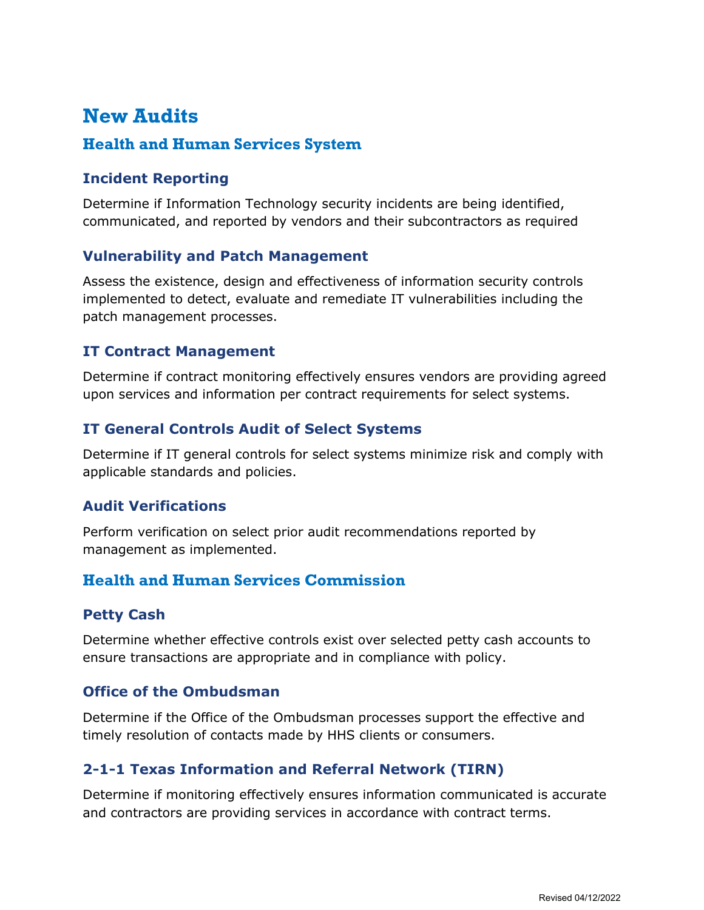# New Audits

## Health and Human Services System

### Incident Reporting

Determine if Information Technology security incidents are being identified, communicated, and reported by vendors and their subcontractors as required

### Vulnerability and Patch Management

Assess the existence, design and effectiveness of information security controls implemented to detect, evaluate and remediate IT vulnerabilities including the patch management processes.

### IT Contract Management

Determine if contract monitoring effectively ensures vendors are providing agreed upon services and information per contract requirements for select systems.

### IT General Controls Audit of Select Systems

Determine if IT general controls for select systems minimize risk and comply with applicable standards and policies.

### Audit Verifications

Perform verification on select prior audit recommendations reported by management as implemented.

## Health and Human Services Commission

### Petty Cash

Determine whether effective controls exist over selected petty cash accounts to ensure transactions are appropriate and in compliance with policy.

### Office of the Ombudsman

Determine if the Office of the Ombudsman processes support the effective and timely resolution of contacts made by HHS clients or consumers.

### 2-1-1 Texas Information and Referral Network (TIRN)

Determine if monitoring effectively ensures information communicated is accurate and contractors are providing services in accordance with contract terms.

Revised 04/12/2022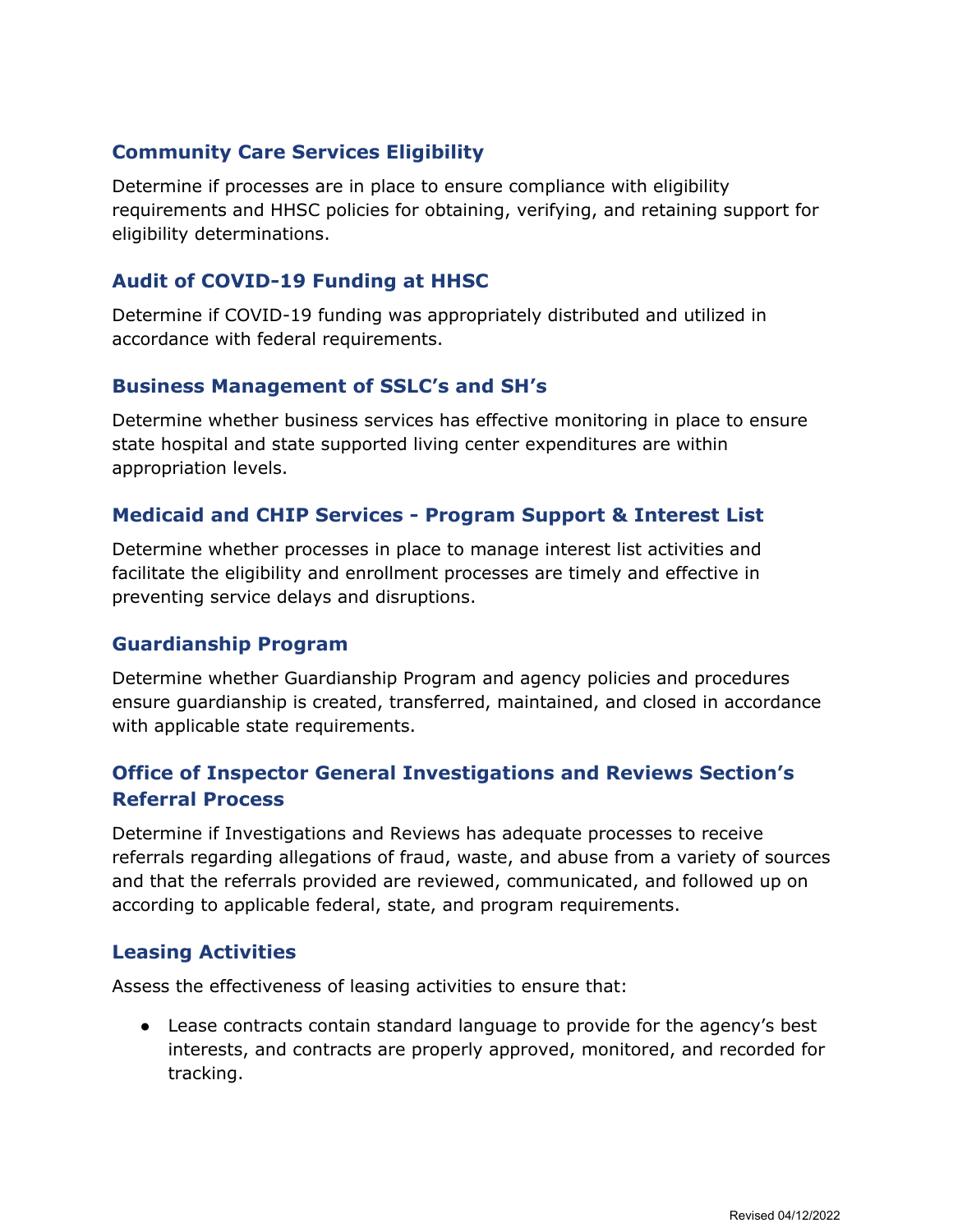### Community Care Services Eligibility

Determine if processes are in place to ensure compliance with eligibility requirements and HHSC policies for obtaining, verifying, and retaining support for eligibility determinations.

### Audit of COVID-19 Funding at HHSC

Determine if COVID-19 funding was appropriately distributed and utilized in accordance with federal requirements.

### Business Management of SSLC's and SH's

Determine whether business services has effective monitoring in place to ensure state hospital and state supported living center expenditures are within appropriation levels.

### Medicaid and CHIP Services - Program Support & Interest List

Determine whether processes in place to manage interest list activities and facilitate the eligibility and enrollment processes are timely and effective in preventing service delays and disruptions.

### Guardianship Program

Determine whether Guardianship Program and agency policies and procedures ensure guardianship is created, transferred, maintained, and closed in accordance with applicable state requirements.

### Office of Inspector General Investigations and Reviews Section's Referral Process

Determine if Investigations and Reviews has adequate processes to receive referrals regarding allegations of fraud, waste, and abuse from a variety of sources and that the referrals provided are reviewed, communicated, and followed up on according to applicable federal, state, and program requirements.

### Leasing Activities

Assess the effectiveness of leasing activities to ensure that:

- Lease contracts contain standard language to provide for the agency's best interests, and contracts are properly approved, monitored, and recorded for tracking.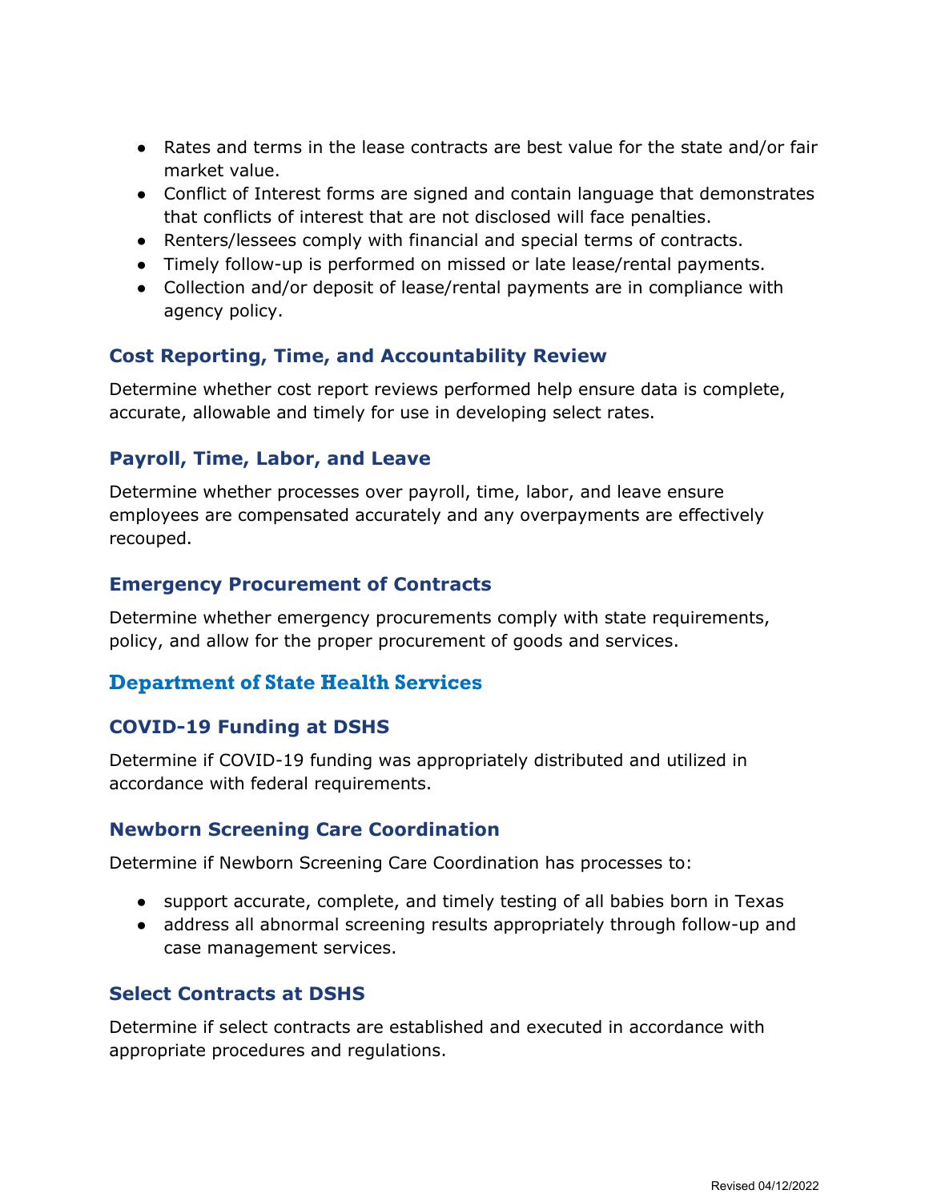- Rates and terms in the lease contracts are best value for the state and/or fair market value.
- Conflict of Interest forms are signed and contain language that demonstrates that conflicts of interest that are not disclosed will face penalties.
- Renters/lessees comply with financial and special terms of contracts.
- Timely follow-up is performed on missed or late lease/rental payments.
- Collection and/or deposit of lease/rental payments are in compliance with agency policy.

### Cost Reporting, Time, and Accountability Review

Determine whether cost report reviews performed help ensure data is complete, accurate, allowable and timely for use in developing select rates.

### Payroll, Time, Labor, and Leave

Determine whether processes over payroll, time, labor, and leave ensure employees are compensated accurately and any overpayments are effectively recouped.

### Emergency Procurement of Contracts

Determine whether emergency procurements comply with state requirements, policy, and allow for the proper procurement of goods and services.

## Department of State Health Services

### COVID-19 Funding at DSHS

Determine if COVID-19 funding was appropriately distributed and utilized in accordance with federal requirements.

### Newborn Screening Care Coordination

Determine if Newborn Screening Care Coordination has processes to:

- support accurate, complete, and timely testing of all babies born in Texas
- address all abnormal screening results appropriately through follow-up and case management services.

### Select Contracts at DSHS

Determine if select contracts are established and executed in accordance with appropriate procedures and regulations.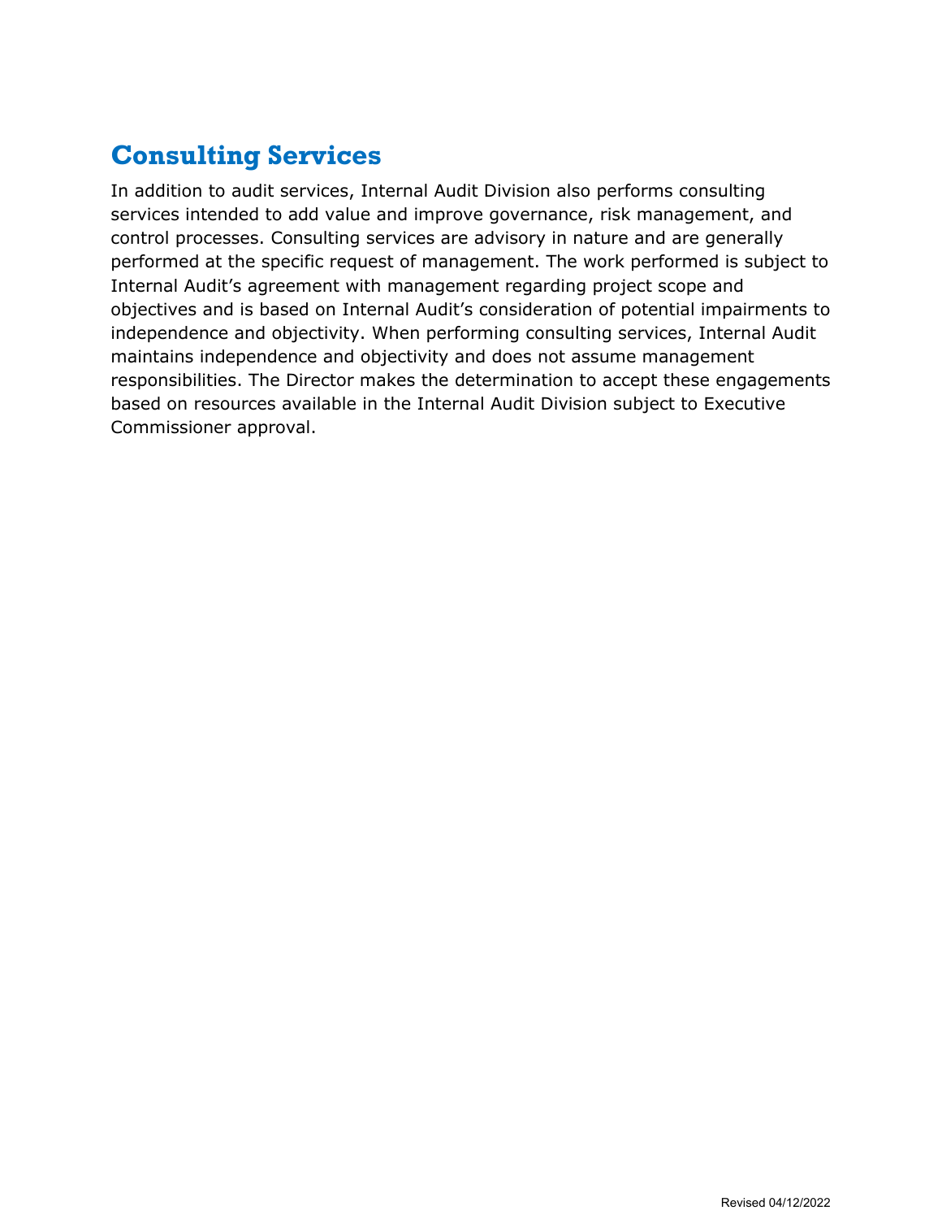## Consulting Services

In addition to audit services, Internal Audit Division also performs consulting services intended to add value and improve governance, risk management, and control processes. Consulting services are advisory in nature and are generally performed at the specific request of management. The work performed is subject to Internal Audit's agreement with management regarding project scope and objectives and is based on Internal Audit's consideration of potential impairments to independence and objectivity. When performing consulting services, Internal Audit maintains independence and objectivity and does not assume management responsibilities. The Director makes the determination to accept these engagements based on resources available in the Internal Audit Division subject to Executive Commissioner approval.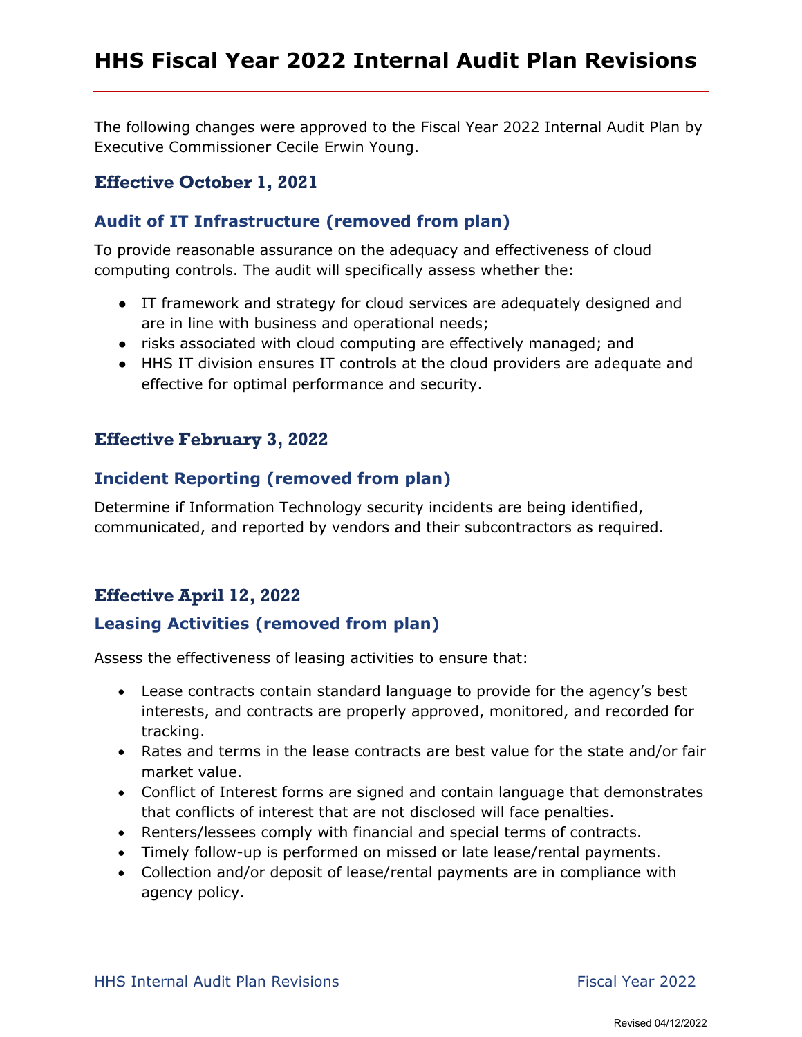# HHS Fiscal Year 2022 Internal Audit Plan Revisions

The following changes were approved to the Fiscal Year 2022 Internal Audit Plan by Executive Commissioner Cecile Erwin Young.

## Effective October 1, 2021

### Audit of IT Infrastructure (removed from plan)

To provide reasonable assurance on the adequacy and effectiveness of cloud computing controls. The audit will specifically assess whether the:

- IT framework and strategy for cloud services are adequately designed and are in line with business and operational needs;
- risks associated with cloud computing are effectively managed; and
- HHS IT division ensures IT controls at the cloud providers are adequate and effective for optimal performance and security.

## Effective February 3, 2022

### Incident Reporting (removed from plan)

Determine if Information Technology security incidents are being identified, communicated, and reported by vendors and their subcontractors as required.

## Effective April 12, 2022

### Leasing Activities (removed from plan)

Assess the effectiveness of leasing activities to ensure that:

- Lease contracts contain standard language to provide for the agency's best interests, and contracts are properly approved, monitored, and recorded for tracking.
- Rates and terms in the lease contracts are best value for the state and/or fair market value.
- Conflict of Interest forms are signed and contain language that demonstrates that conflicts of interest that are not disclosed will face penalties.
- Renters/lessees comply with financial and special terms of contracts.
- Timely follow-up is performed on missed or late lease/rental payments.
- Collection and/or deposit of lease/rental payments are in compliance with agency policy.

Revised 04/12/2022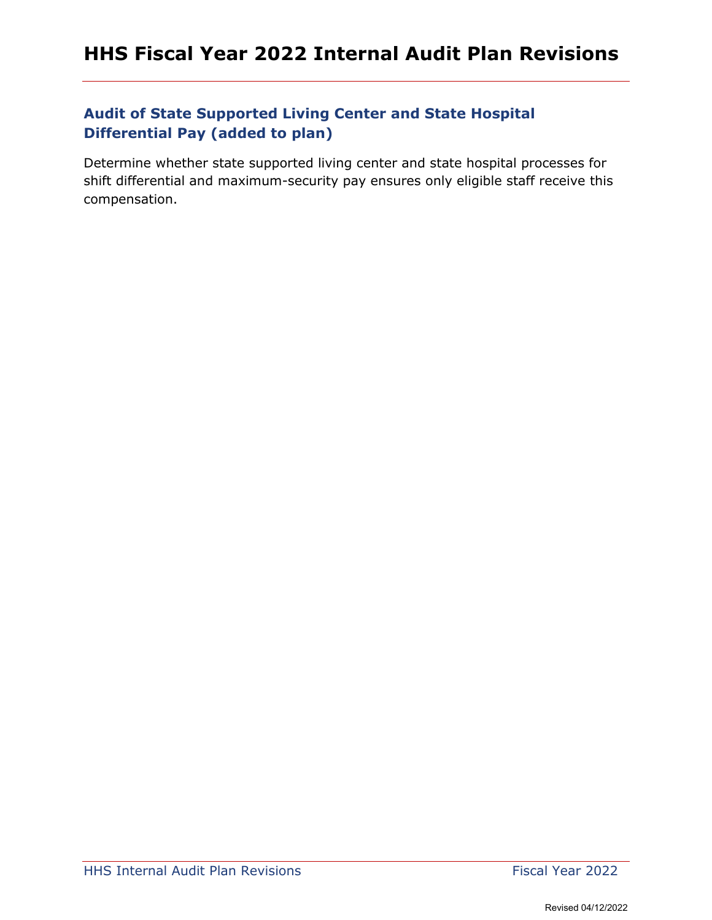# HHS Fiscal Year 2022 Internal Audit Plan Revisions

## Audit of State Supported Living Center and State Hospital Differential Pay (added to plan)

Determine whether state supported living center and state hospital processes for shift differential and maximum-security pay ensures only eligible staff receive this compensation.